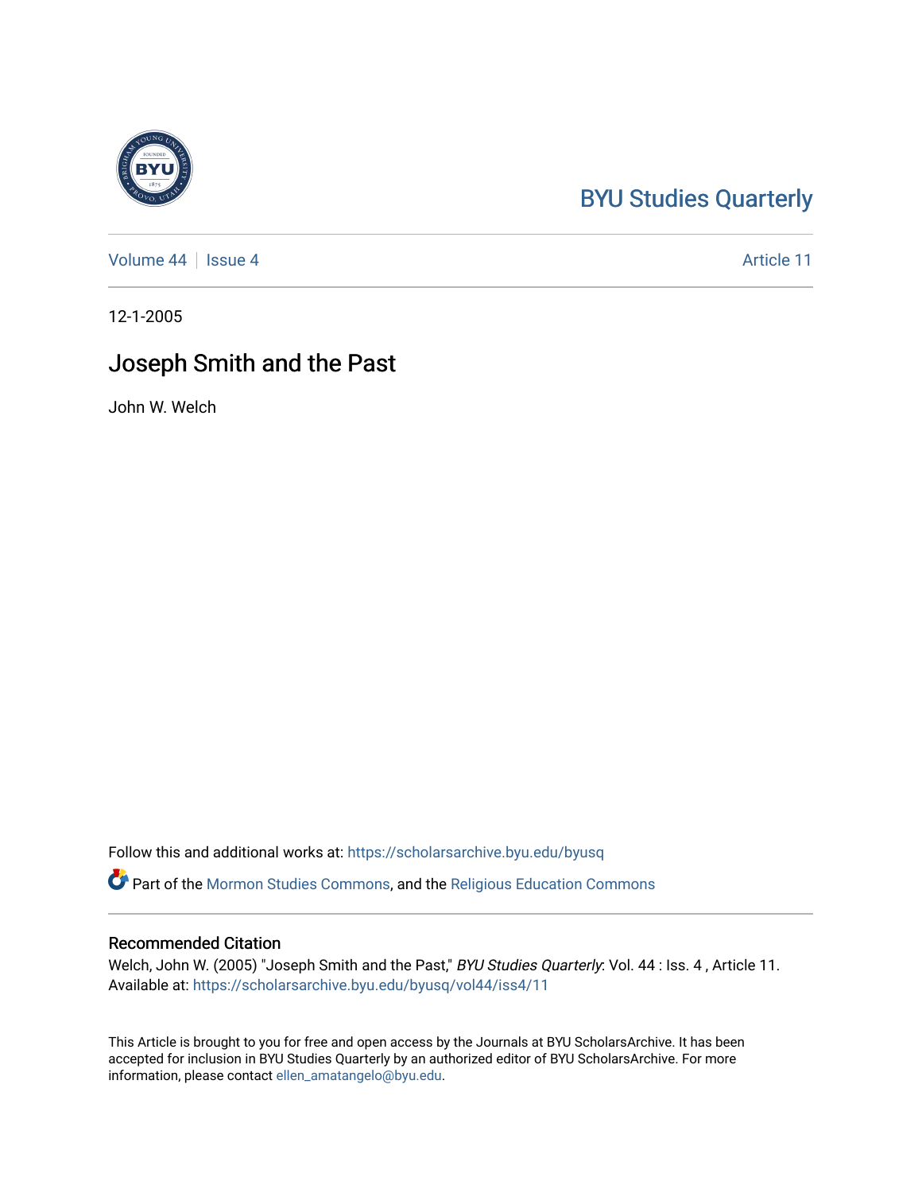BYU Studies Quarterly

Volume 44 | Issue 4 Article 11

12-1-2005

# Joseph Smith and the Past

John W. Welch

Follow this and additional works at: https://scholarsarchive.byu.edu/byusq

Part of the Mormon Studies Commons, and the Religious Education Commons

## Recommended Citation

Welch, John W. (2005) "Joseph Smith and the Past," *BYU Studies Quarterly*: Vol. 44 : Iss. 4 , Article 11.
Available at: https://scholarsarchive.byu.edu/byusq/vol44/iss4/11

This Article is brought to you for free and open access by the Journals at BYU ScholarsArchive. It has been accepted for inclusion in BYU Studies Quarterly by an authorized editor of BYU ScholarsArchive. For more information, please contact ellen_amatangelo@byu.edu.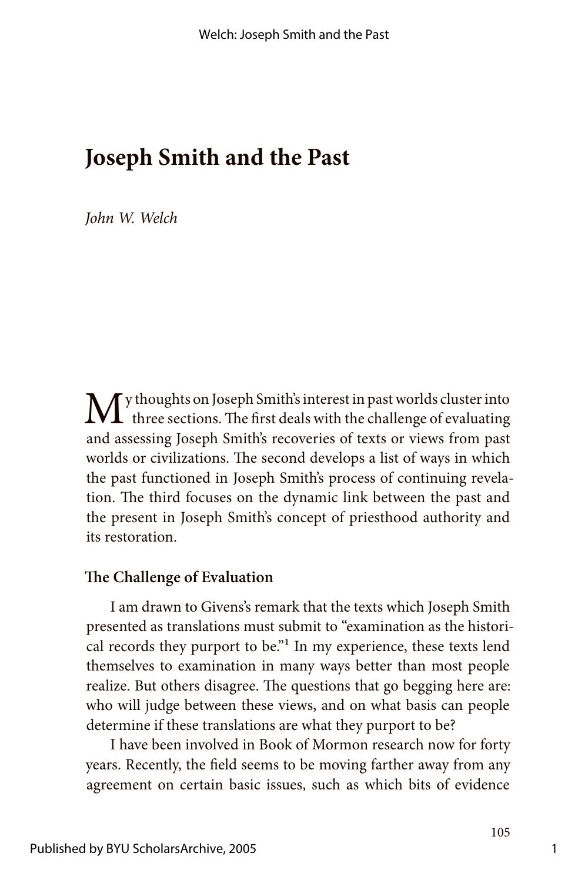# Joseph Smith and the Past

*John W. Welch*

My thoughts on Joseph Smith's interest in past worlds cluster into three sections. The first deals with the challenge of evaluating and assessing Joseph Smith's recoveries of texts or views from past worlds or civilizations. The second develops a list of ways in which the past functioned in Joseph Smith's process of continuing revelation. The third focuses on the dynamic link between the past and the present in Joseph Smith's concept of priesthood authority and its restoration.

## The Challenge of Evaluation

I am drawn to Givens's remark that the texts which Joseph Smith presented as translations must submit to "examination as the historical records they purport to be."[1] In my experience, these texts lend themselves to examination in many ways better than most people realize. But others disagree. The questions that go begging here are: who will judge between these views, and on what basis can people determine if these translations are what they purport to be?

I have been involved in Book of Mormon research now for forty years. Recently, the field seems to be moving farther away from any agreement on certain basic issues, such as which bits of evidence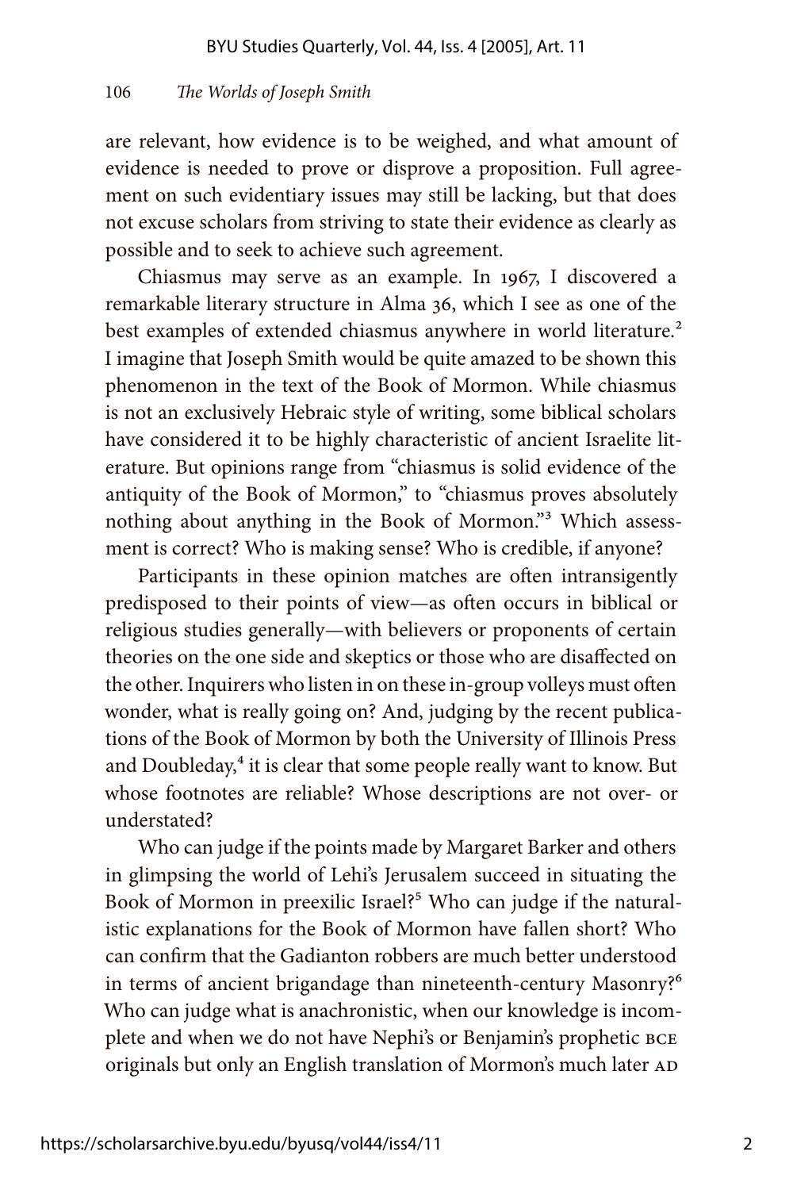are relevant, how evidence is to be weighed, and what amount of evidence is needed to prove or disprove a proposition. Full agreement on such evidentiary issues may still be lacking, but that does not excuse scholars from striving to state their evidence as clearly as possible and to seek to achieve such agreement.

Chiasmus may serve as an example. In 1967, I discovered a remarkable literary structure in Alma 36, which I see as one of the best examples of extended chiasmus anywhere in world literature.[2] I imagine that Joseph Smith would be quite amazed to be shown this phenomenon in the text of the Book of Mormon. While chiasmus is not an exclusively Hebraic style of writing, some biblical scholars have considered it to be highly characteristic of ancient Israelite literature. But opinions range from "chiasmus is solid evidence of the antiquity of the Book of Mormon," to "chiasmus proves absolutely nothing about anything in the Book of Mormon."[3] Which assessment is correct? Who is making sense? Who is credible, if anyone?

Participants in these opinion matches are often intransigently predisposed to their points of view—as often occurs in biblical or religious studies generally—with believers or proponents of certain theories on the one side and skeptics or those who are disaffected on the other. Inquirers who listen in on these in-group volleys must often wonder, what is really going on? And, judging by the recent publications of the Book of Mormon by both the University of Illinois Press and Doubleday,[4] it is clear that some people really want to know. But whose footnotes are reliable? Whose descriptions are not over- or understated?

Who can judge if the points made by Margaret Barker and others in glimpsing the world of Lehi's Jerusalem succeed in situating the Book of Mormon in preexilic Israel?[5] Who can judge if the naturalistic explanations for the Book of Mormon have fallen short? Who can confirm that the Gadianton robbers are much better understood in terms of ancient brigandage than nineteenth-century Masonry?[6] Who can judge what is anachronistic, when our knowledge is incomplete and when we do not have Nephi's or Benjamin's prophetic BCE originals but only an English translation of Mormon's much later AD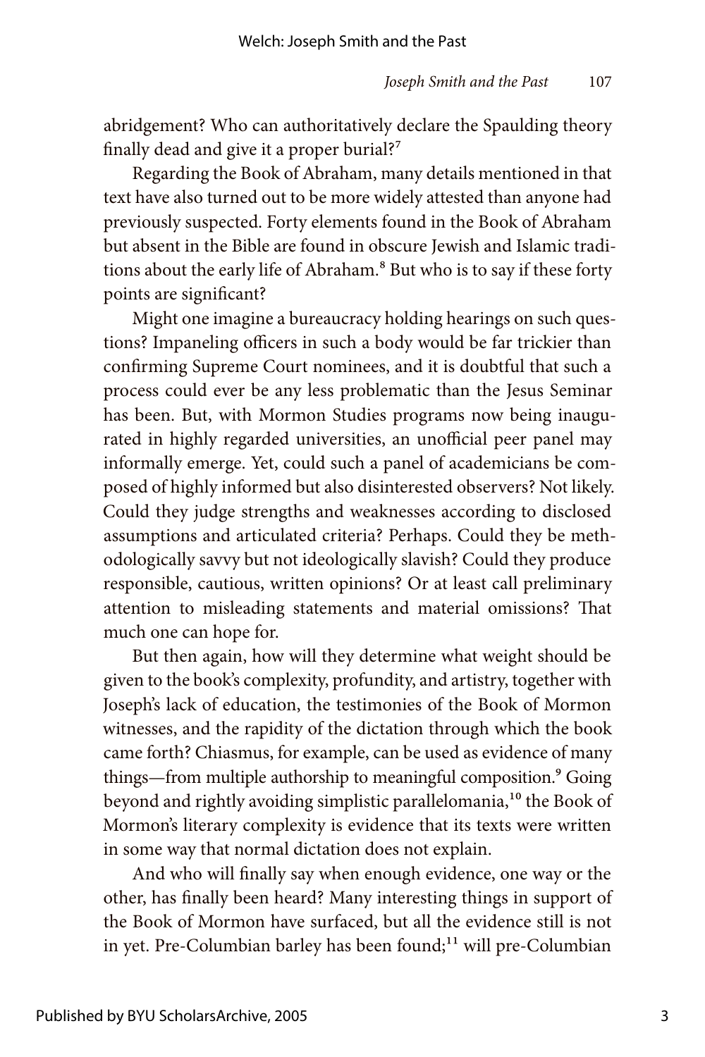abridgement? Who can authoritatively declare the Spaulding theory finally dead and give it a proper burial?[7]

Regarding the Book of Abraham, many details mentioned in that text have also turned out to be more widely attested than anyone had previously suspected. Forty elements found in the Book of Abraham but absent in the Bible are found in obscure Jewish and Islamic traditions about the early life of Abraham.[8] But who is to say if these forty points are significant?

Might one imagine a bureaucracy holding hearings on such questions? Impaneling officers in such a body would be far trickier than confirming Supreme Court nominees, and it is doubtful that such a process could ever be any less problematic than the Jesus Seminar has been. But, with Mormon Studies programs now being inaugurated in highly regarded universities, an unofficial peer panel may informally emerge. Yet, could such a panel of academicians be composed of highly informed but also disinterested observers? Not likely. Could they judge strengths and weaknesses according to disclosed assumptions and articulated criteria? Perhaps. Could they be methodologically savvy but not ideologically slavish? Could they produce responsible, cautious, written opinions? Or at least call preliminary attention to misleading statements and material omissions? That much one can hope for.

But then again, how will they determine what weight should be given to the book's complexity, profundity, and artistry, together with Joseph's lack of education, the testimonies of the Book of Mormon witnesses, and the rapidity of the dictation through which the book came forth? Chiasmus, for example, can be used as evidence of many things—from multiple authorship to meaningful composition.[9] Going beyond and rightly avoiding simplistic parallelomania,[10] the Book of Mormon's literary complexity is evidence that its texts were written in some way that normal dictation does not explain.

And who will finally say when enough evidence, one way or the other, has finally been heard? Many interesting things in support of the Book of Mormon have surfaced, but all the evidence still is not in yet. Pre-Columbian barley has been found;[11] will pre-Columbian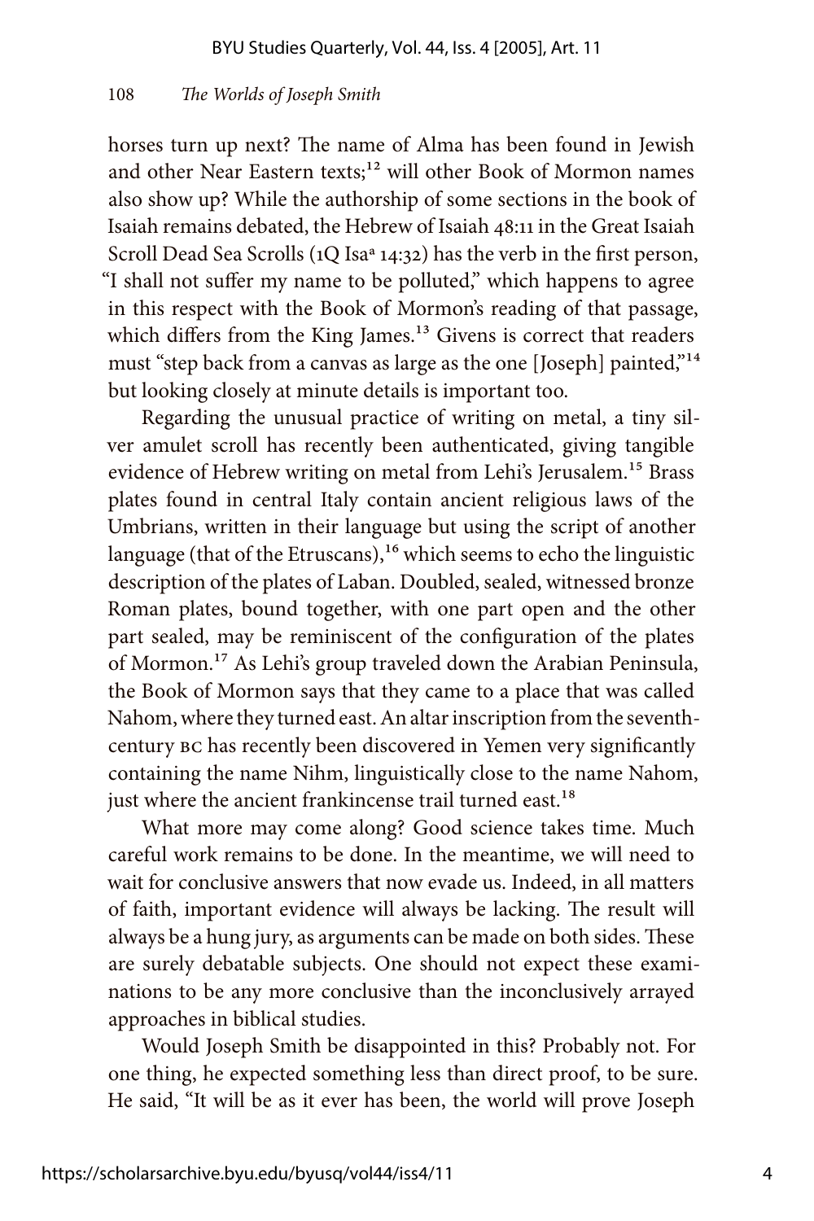horses turn up next? The name of Alma has been found in Jewish and other Near Eastern texts;[12] will other Book of Mormon names also show up? While the authorship of some sections in the book of Isaiah remains debated, the Hebrew of Isaiah 48:11 in the Great Isaiah Scroll Dead Sea Scrolls (1Q Isa[a] 14:32) has the verb in the first person, "I shall not suffer my name to be polluted," which happens to agree in this respect with the Book of Mormon's reading of that passage, which differs from the King James.[13] Givens is correct that readers must "step back from a canvas as large as the one [Joseph] painted,"[14] but looking closely at minute details is important too.

Regarding the unusual practice of writing on metal, a tiny silver amulet scroll has recently been authenticated, giving tangible evidence of Hebrew writing on metal from Lehi's Jerusalem.[15] Brass plates found in central Italy contain ancient religious laws of the Umbrians, written in their language but using the script of another language (that of the Etruscans),[16] which seems to echo the linguistic description of the plates of Laban. Doubled, sealed, witnessed bronze Roman plates, bound together, with one part open and the other part sealed, may be reminiscent of the configuration of the plates of Mormon.[17] As Lehi's group traveled down the Arabian Peninsula, the Book of Mormon says that they came to a place that was called Nahom, where they turned east. An altar inscription from the seventh-century BC has recently been discovered in Yemen very significantly containing the name Nihm, linguistically close to the name Nahom, just where the ancient frankincense trail turned east.[18]

What more may come along? Good science takes time. Much careful work remains to be done. In the meantime, we will need to wait for conclusive answers that now evade us. Indeed, in all matters of faith, important evidence will always be lacking. The result will always be a hung jury, as arguments can be made on both sides. These are surely debatable subjects. One should not expect these examinations to be any more conclusive than the inconclusively arrayed approaches in biblical studies.

Would Joseph Smith be disappointed in this? Probably not. For one thing, he expected something less than direct proof, to be sure. He said, "It will be as it ever has been, the world will prove Joseph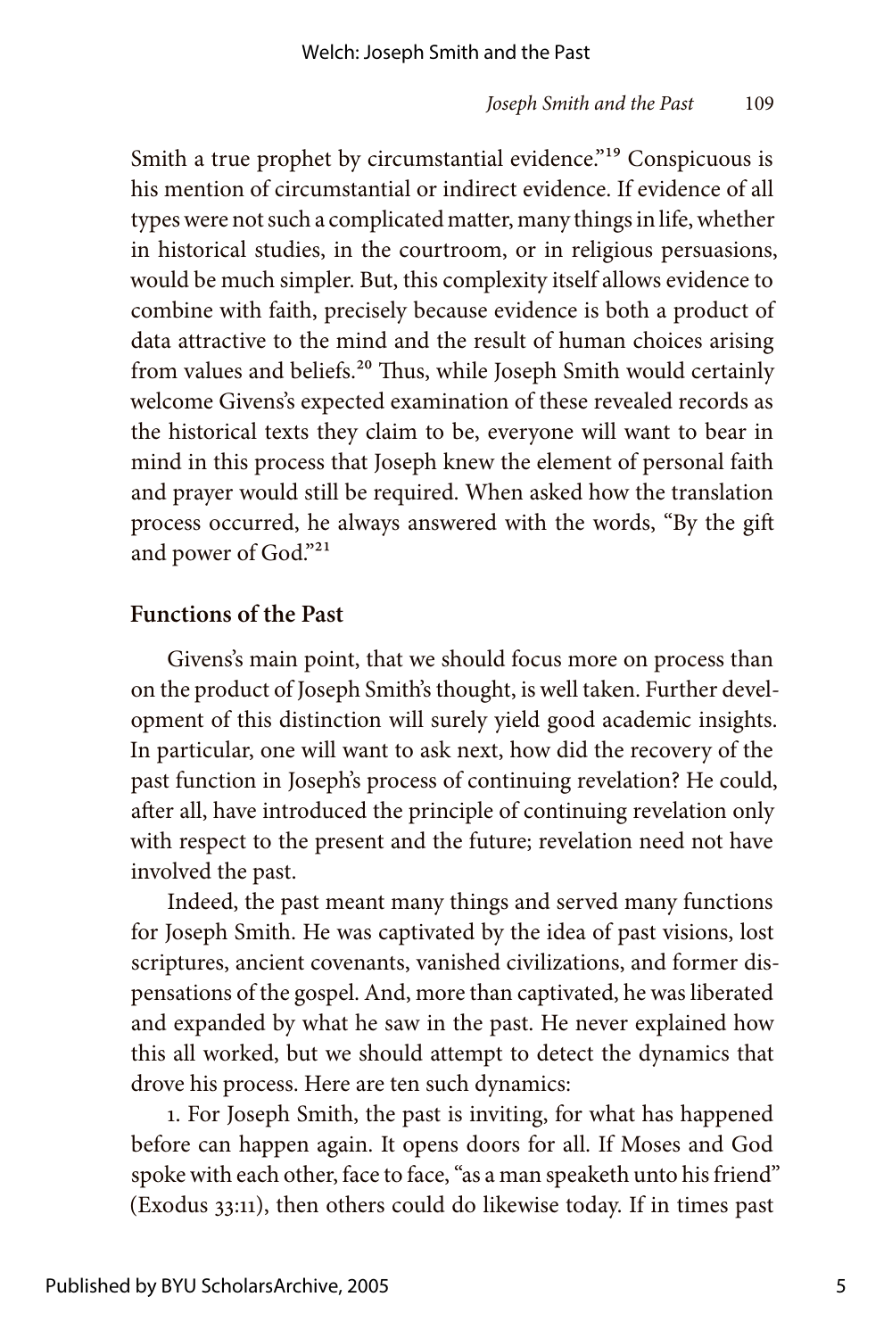Smith a true prophet by circumstantial evidence."[19] Conspicuous is his mention of circumstantial or indirect evidence. If evidence of all types were not such a complicated matter, many things in life, whether in historical studies, in the courtroom, or in religious persuasions, would be much simpler. But, this complexity itself allows evidence to combine with faith, precisely because evidence is both a product of data attractive to the mind and the result of human choices arising from values and beliefs.[20] Thus, while Joseph Smith would certainly welcome Givens's expected examination of these revealed records as the historical texts they claim to be, everyone will want to bear in mind in this process that Joseph knew the element of personal faith and prayer would still be required. When asked how the translation process occurred, he always answered with the words, "By the gift and power of God."[21]

## Functions of the Past

Givens's main point, that we should focus more on process than on the product of Joseph Smith's thought, is well taken. Further development of this distinction will surely yield good academic insights. In particular, one will want to ask next, how did the recovery of the past function in Joseph's process of continuing revelation? He could, after all, have introduced the principle of continuing revelation only with respect to the present and the future; revelation need not have involved the past.

Indeed, the past meant many things and served many functions for Joseph Smith. He was captivated by the idea of past visions, lost scriptures, ancient covenants, vanished civilizations, and former dispensations of the gospel. And, more than captivated, he was liberated and expanded by what he saw in the past. He never explained how this all worked, but we should attempt to detect the dynamics that drove his process. Here are ten such dynamics:

1. For Joseph Smith, the past is inviting, for what has happened before can happen again. It opens doors for all. If Moses and God spoke with each other, face to face, "as a man speaketh unto his friend" (Exodus 33:11), then others could do likewise today. If in times past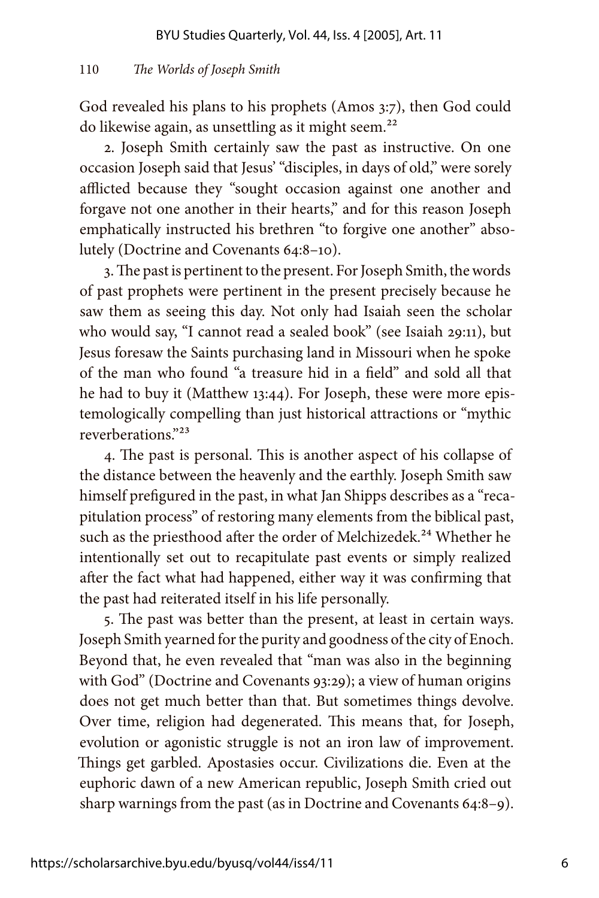God revealed his plans to his prophets (Amos 3:7), then God could do likewise again, as unsettling as it might seem.[22]

2. Joseph Smith certainly saw the past as instructive. On one occasion Joseph said that Jesus' "disciples, in days of old," were sorely afflicted because they "sought occasion against one another and forgave not one another in their hearts," and for this reason Joseph emphatically instructed his brethren "to forgive one another" absolutely (Doctrine and Covenants 64:8–10).

3. The past is pertinent to the present. For Joseph Smith, the words of past prophets were pertinent in the present precisely because he saw them as seeing this day. Not only had Isaiah seen the scholar who would say, "I cannot read a sealed book" (see Isaiah 29:11), but Jesus foresaw the Saints purchasing land in Missouri when he spoke of the man who found "a treasure hid in a field" and sold all that he had to buy it (Matthew 13:44). For Joseph, these were more epistemologically compelling than just historical attractions or "mythic reverberations."[23]

4. The past is personal. This is another aspect of his collapse of the distance between the heavenly and the earthly. Joseph Smith saw himself prefigured in the past, in what Jan Shipps describes as a "recapitulation process" of restoring many elements from the biblical past, such as the priesthood after the order of Melchizedek.[24] Whether he intentionally set out to recapitulate past events or simply realized after the fact what had happened, either way it was confirming that the past had reiterated itself in his life personally.

5. The past was better than the present, at least in certain ways. Joseph Smith yearned for the purity and goodness of the city of Enoch. Beyond that, he even revealed that "man was also in the beginning with God" (Doctrine and Covenants 93:29); a view of human origins does not get much better than that. But sometimes things devolve. Over time, religion had degenerated. This means that, for Joseph, evolution or agonistic struggle is not an iron law of improvement. Things get garbled. Apostasies occur. Civilizations die. Even at the euphoric dawn of a new American republic, Joseph Smith cried out sharp warnings from the past (as in Doctrine and Covenants 64:8–9).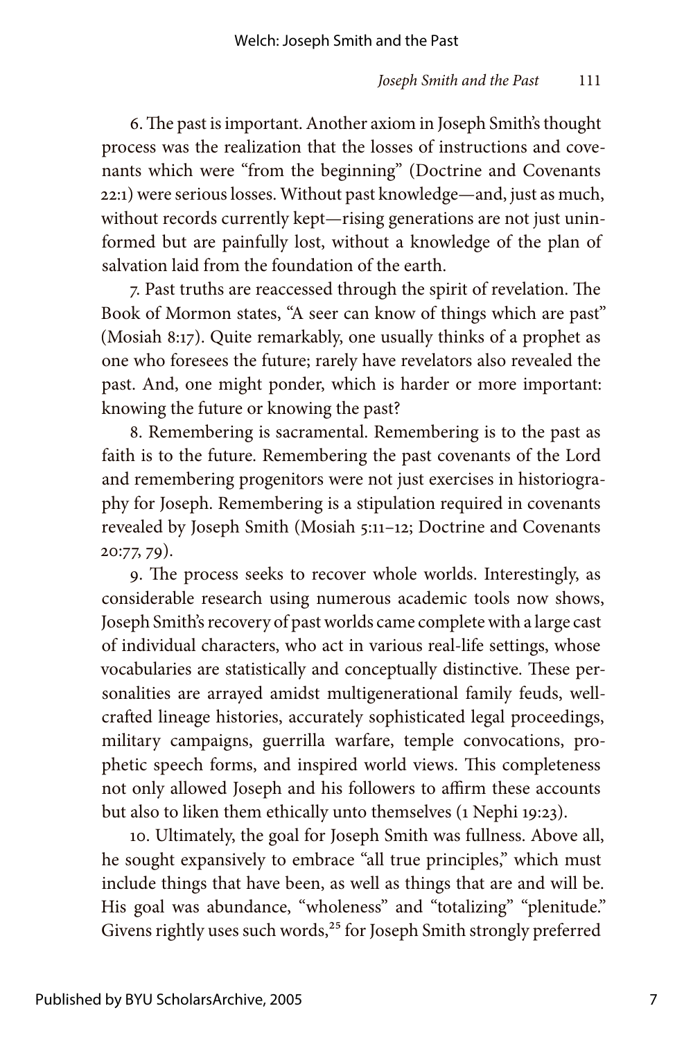6. The past is important. Another axiom in Joseph Smith's thought process was the realization that the losses of instructions and covenants which were "from the beginning" (Doctrine and Covenants 22:1) were serious losses. Without past knowledge—and, just as much, without records currently kept—rising generations are not just uninformed but are painfully lost, without a knowledge of the plan of salvation laid from the foundation of the earth.

7. Past truths are reaccessed through the spirit of revelation. The Book of Mormon states, "A seer can know of things which are past" (Mosiah 8:17). Quite remarkably, one usually thinks of a prophet as one who foresees the future; rarely have revelators also revealed the past. And, one might ponder, which is harder or more important: knowing the future or knowing the past?

8. Remembering is sacramental. Remembering is to the past as faith is to the future. Remembering the past covenants of the Lord and remembering progenitors were not just exercises in historiography for Joseph. Remembering is a stipulation required in covenants revealed by Joseph Smith (Mosiah 5:11–12; Doctrine and Covenants 20:77, 79).

9. The process seeks to recover whole worlds. Interestingly, as considerable research using numerous academic tools now shows, Joseph Smith's recovery of past worlds came complete with a large cast of individual characters, who act in various real-life settings, whose vocabularies are statistically and conceptually distinctive. These personalities are arrayed amidst multigenerational family feuds, well-crafted lineage histories, accurately sophisticated legal proceedings, military campaigns, guerrilla warfare, temple convocations, prophetic speech forms, and inspired world views. This completeness not only allowed Joseph and his followers to affirm these accounts but also to liken them ethically unto themselves (1 Nephi 19:23).

10. Ultimately, the goal for Joseph Smith was fullness. Above all, he sought expansively to embrace "all true principles," which must include things that have been, as well as things that are and will be. His goal was abundance, "wholeness" and "totalizing" "plenitude." Givens rightly uses such words,[25] for Joseph Smith strongly preferred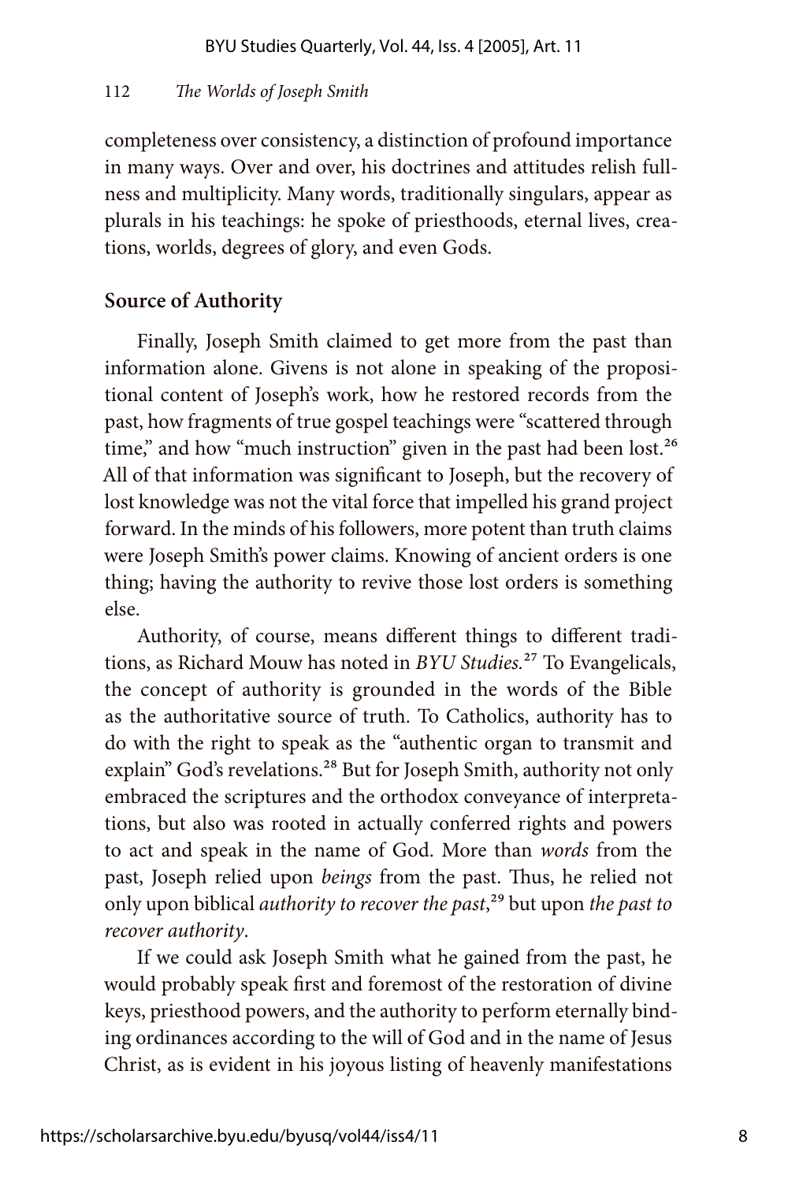completeness over consistency, a distinction of profound importance in many ways. Over and over, his doctrines and attitudes relish fullness and multiplicity. Many words, traditionally singulars, appear as plurals in his teachings: he spoke of priesthoods, eternal lives, creations, worlds, degrees of glory, and even Gods.

## Source of Authority

Finally, Joseph Smith claimed to get more from the past than information alone. Givens is not alone in speaking of the propositional content of Joseph's work, how he restored records from the past, how fragments of true gospel teachings were "scattered through time," and how "much instruction" given in the past had been lost.[26] All of that information was significant to Joseph, but the recovery of lost knowledge was not the vital force that impelled his grand project forward. In the minds of his followers, more potent than truth claims were Joseph Smith's power claims. Knowing of ancient orders is one thing; having the authority to revive those lost orders is something else.

Authority, of course, means different things to different traditions, as Richard Mouw has noted in *BYU Studies.*[27] To Evangelicals, the concept of authority is grounded in the words of the Bible as the authoritative source of truth. To Catholics, authority has to do with the right to speak as the "authentic organ to transmit and explain" God's revelations.[28] But for Joseph Smith, authority not only embraced the scriptures and the orthodox conveyance of interpretations, but also was rooted in actually conferred rights and powers to act and speak in the name of God. More than *words* from the past, Joseph relied upon *beings* from the past. Thus, he relied not only upon biblical *authority to recover the past*,[29] but upon *the past to recover authority*.

If we could ask Joseph Smith what he gained from the past, he would probably speak first and foremost of the restoration of divine keys, priesthood powers, and the authority to perform eternally binding ordinances according to the will of God and in the name of Jesus Christ, as is evident in his joyous listing of heavenly manifestations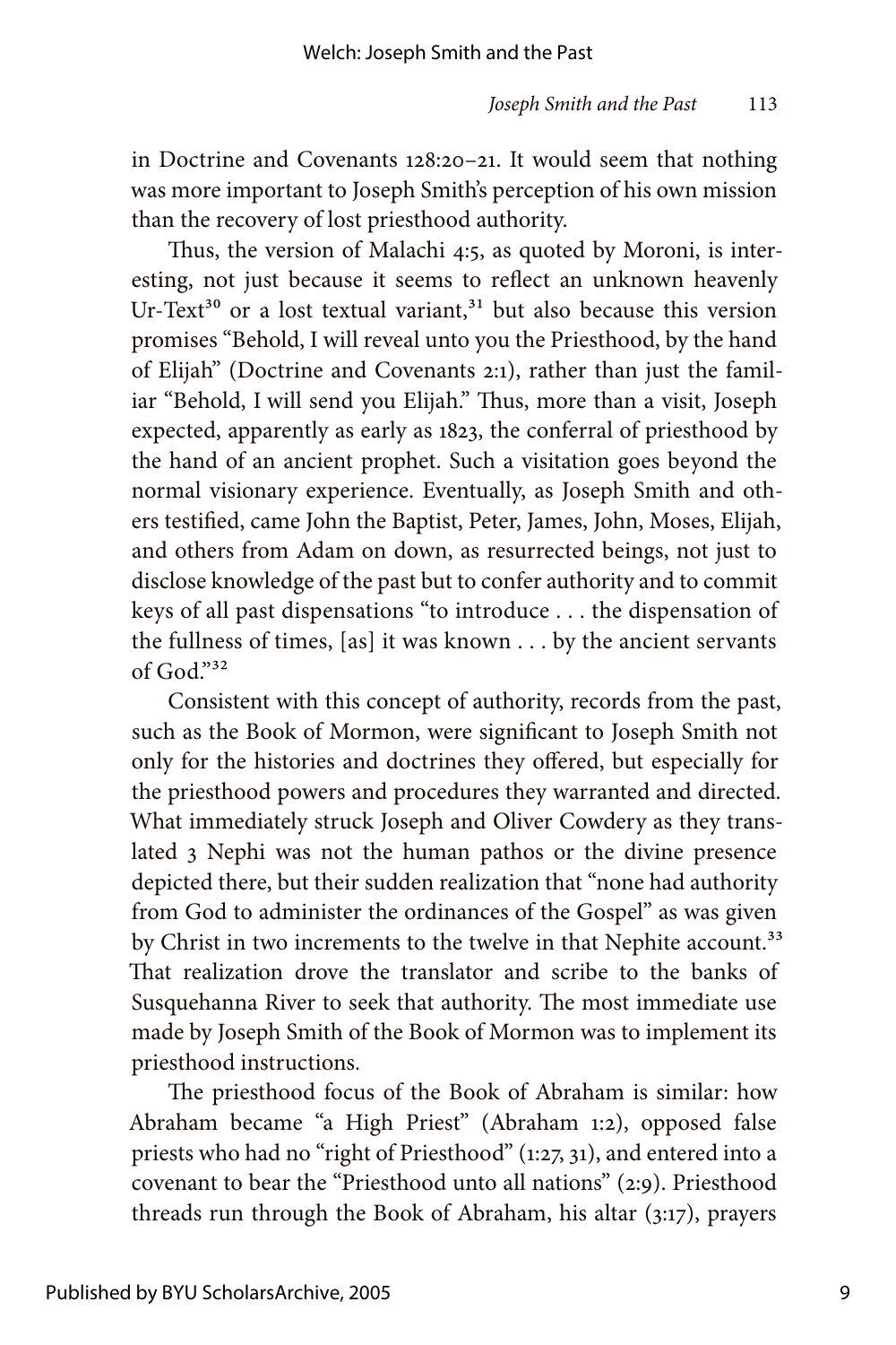in Doctrine and Covenants 128:20–21. It would seem that nothing was more important to Joseph Smith's perception of his own mission than the recovery of lost priesthood authority.

Thus, the version of Malachi 4:5, as quoted by Moroni, is interesting, not just because it seems to reflect an unknown heavenly Ur-Text[30] or a lost textual variant,[31] but also because this version promises "Behold, I will reveal unto you the Priesthood, by the hand of Elijah" (Doctrine and Covenants 2:1), rather than just the familiar "Behold, I will send you Elijah." Thus, more than a visit, Joseph expected, apparently as early as 1823, the conferral of priesthood by the hand of an ancient prophet. Such a visitation goes beyond the normal visionary experience. Eventually, as Joseph Smith and others testified, came John the Baptist, Peter, James, John, Moses, Elijah, and others from Adam on down, as resurrected beings, not just to disclose knowledge of the past but to confer authority and to commit keys of all past dispensations "to introduce . . . the dispensation of the fullness of times, [as] it was known . . . by the ancient servants of God."[32]

Consistent with this concept of authority, records from the past, such as the Book of Mormon, were significant to Joseph Smith not only for the histories and doctrines they offered, but especially for the priesthood powers and procedures they warranted and directed. What immediately struck Joseph and Oliver Cowdery as they translated 3 Nephi was not the human pathos or the divine presence depicted there, but their sudden realization that "none had authority from God to administer the ordinances of the Gospel" as was given by Christ in two increments to the twelve in that Nephite account.[33] That realization drove the translator and scribe to the banks of Susquehanna River to seek that authority. The most immediate use made by Joseph Smith of the Book of Mormon was to implement its priesthood instructions.

The priesthood focus of the Book of Abraham is similar: how Abraham became "a High Priest" (Abraham 1:2), opposed false priests who had no "right of Priesthood" (1:27, 31), and entered into a covenant to bear the "Priesthood unto all nations" (2:9). Priesthood threads run through the Book of Abraham, his altar (3:17), prayers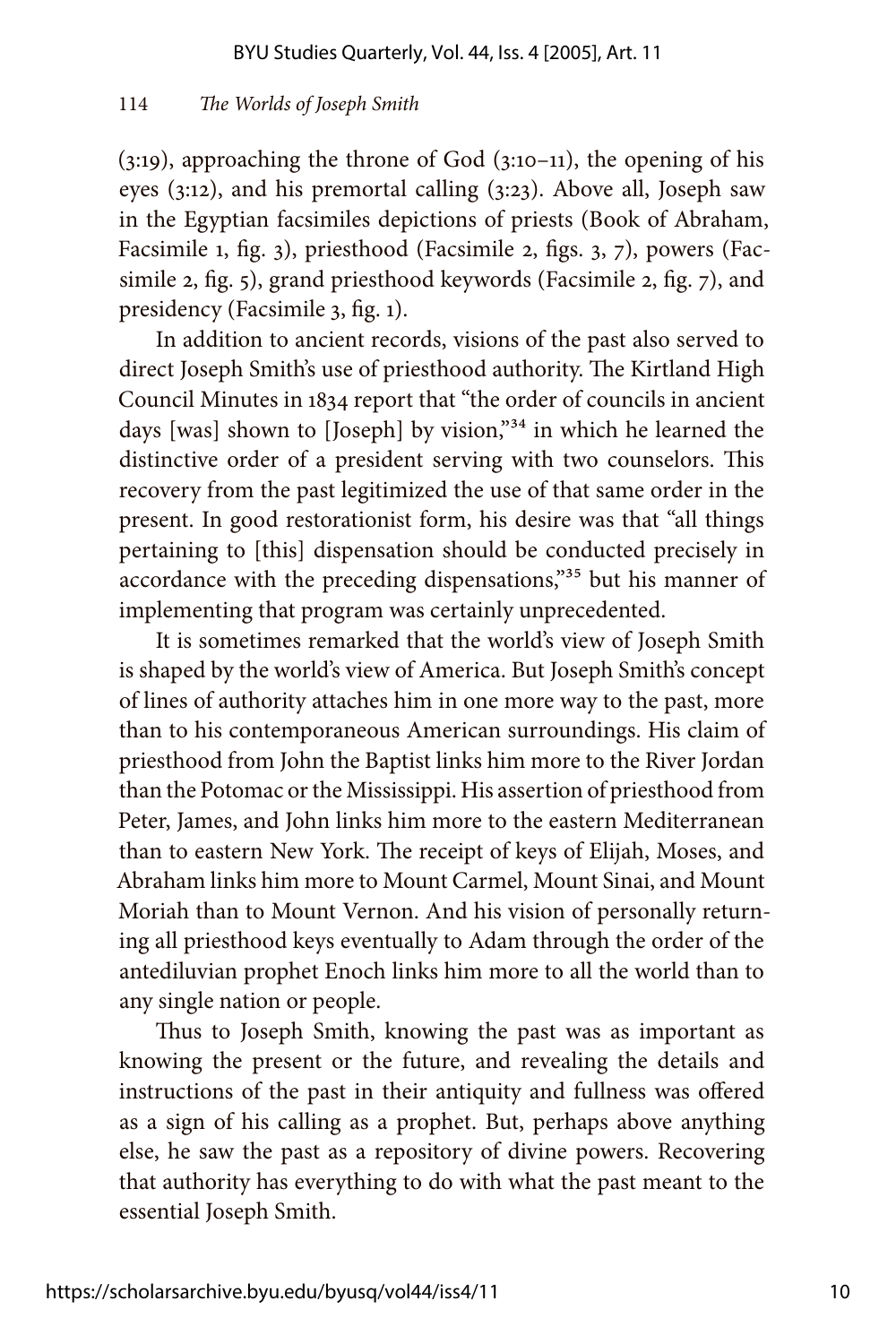(3:19), approaching the throne of God (3:10–11), the opening of his eyes (3:12), and his premortal calling (3:23). Above all, Joseph saw in the Egyptian facsimiles depictions of priests (Book of Abraham, Facsimile 1, fig. 3), priesthood (Facsimile 2, figs. 3, 7), powers (Facsimile 2, fig. 5), grand priesthood keywords (Facsimile 2, fig. 7), and presidency (Facsimile 3, fig. 1).

In addition to ancient records, visions of the past also served to direct Joseph Smith's use of priesthood authority. The Kirtland High Council Minutes in 1834 report that "the order of councils in ancient days [was] shown to [Joseph] by vision,"[34] in which he learned the distinctive order of a president serving with two counselors. This recovery from the past legitimized the use of that same order in the present. In good restorationist form, his desire was that "all things pertaining to [this] dispensation should be conducted precisely in accordance with the preceding dispensations,"[35] but his manner of implementing that program was certainly unprecedented.

It is sometimes remarked that the world's view of Joseph Smith is shaped by the world's view of America. But Joseph Smith's concept of lines of authority attaches him in one more way to the past, more than to his contemporaneous American surroundings. His claim of priesthood from John the Baptist links him more to the River Jordan than the Potomac or the Mississippi. His assertion of priesthood from Peter, James, and John links him more to the eastern Mediterranean than to eastern New York. The receipt of keys of Elijah, Moses, and Abraham links him more to Mount Carmel, Mount Sinai, and Mount Moriah than to Mount Vernon. And his vision of personally returning all priesthood keys eventually to Adam through the order of the antediluvian prophet Enoch links him more to all the world than to any single nation or people.

Thus to Joseph Smith, knowing the past was as important as knowing the present or the future, and revealing the details and instructions of the past in their antiquity and fullness was offered as a sign of his calling as a prophet. But, perhaps above anything else, he saw the past as a repository of divine powers. Recovering that authority has everything to do with what the past meant to the essential Joseph Smith.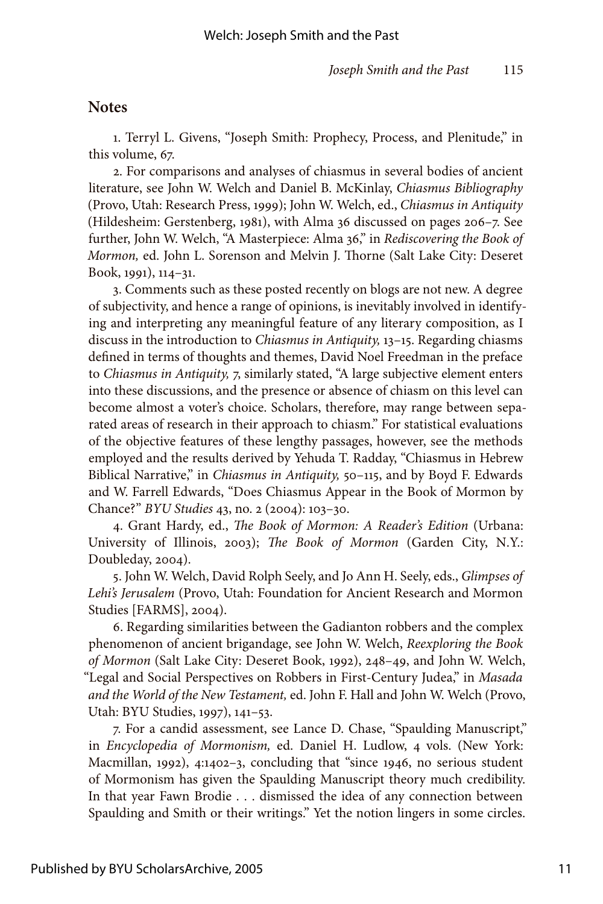## Notes

1. Terryl L. Givens, "Joseph Smith: Prophecy, Process, and Plenitude," in this volume, 67.

2. For comparisons and analyses of chiasmus in several bodies of ancient literature, see John W. Welch and Daniel B. McKinlay, *Chiasmus Bibliography* (Provo, Utah: Research Press, 1999); John W. Welch, ed., *Chiasmus in Antiquity* (Hildesheim: Gerstenberg, 1981), with Alma 36 discussed on pages 206–7. See further, John W. Welch, "A Masterpiece: Alma 36," in *Rediscovering the Book of Mormon,* ed. John L. Sorenson and Melvin J. Thorne (Salt Lake City: Deseret Book, 1991), 114–31.

3. Comments such as these posted recently on blogs are not new. A degree of subjectivity, and hence a range of opinions, is inevitably involved in identifying and interpreting any meaningful feature of any literary composition, as I discuss in the introduction to *Chiasmus in Antiquity,* 13–15. Regarding chiasms defined in terms of thoughts and themes, David Noel Freedman in the preface to *Chiasmus in Antiquity,* 7, similarly stated, "A large subjective element enters into these discussions, and the presence or absence of chiasm on this level can become almost a voter's choice. Scholars, therefore, may range between separated areas of research in their approach to chiasm." For statistical evaluations of the objective features of these lengthy passages, however, see the methods employed and the results derived by Yehuda T. Radday, "Chiasmus in Hebrew Biblical Narrative," in *Chiasmus in Antiquity,* 50–115, and by Boyd F. Edwards and W. Farrell Edwards, "Does Chiasmus Appear in the Book of Mormon by Chance?" *BYU Studies* 43, no. 2 (2004): 103–30.

4. Grant Hardy, ed., *The Book of Mormon: A Reader's Edition* (Urbana: University of Illinois, 2003); *The Book of Mormon* (Garden City, N.Y.: Doubleday, 2004).

5. John W. Welch, David Rolph Seely, and Jo Ann H. Seely, eds., *Glimpses of Lehi's Jerusalem* (Provo, Utah: Foundation for Ancient Research and Mormon Studies [FARMS], 2004).

6. Regarding similarities between the Gadianton robbers and the complex phenomenon of ancient brigandage, see John W. Welch, *Reexploring the Book of Mormon* (Salt Lake City: Deseret Book, 1992), 248–49, and John W. Welch, "Legal and Social Perspectives on Robbers in First-Century Judea," in *Masada and the World of the New Testament,* ed. John F. Hall and John W. Welch (Provo, Utah: BYU Studies, 1997), 141–53.

7. For a candid assessment, see Lance D. Chase, "Spaulding Manuscript," in *Encyclopedia of Mormonism,* ed. Daniel H. Ludlow, 4 vols. (New York: Macmillan, 1992), 4:1402–3, concluding that "since 1946, no serious student of Mormonism has given the Spaulding Manuscript theory much credibility. In that year Fawn Brodie . . . dismissed the idea of any connection between Spaulding and Smith or their writings." Yet the notion lingers in some circles.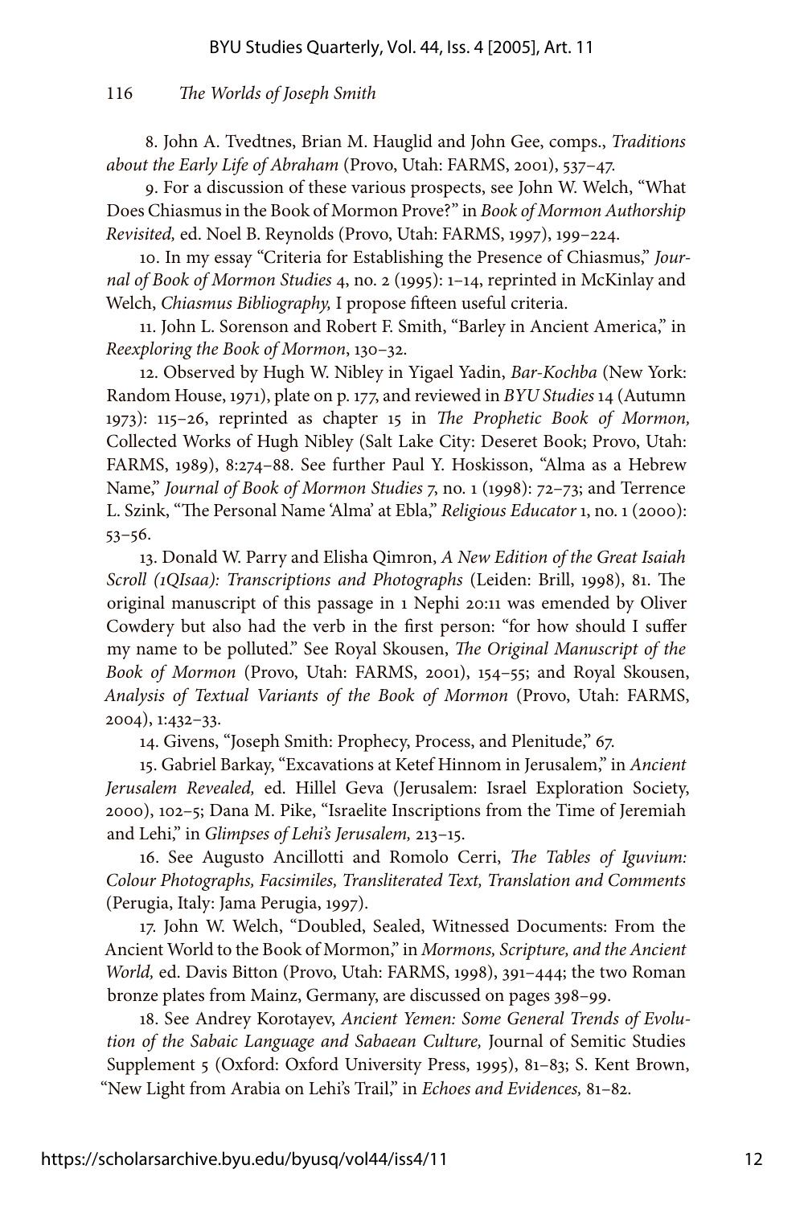8. John A. Tvedtnes, Brian M. Hauglid and John Gee, comps., *Traditions about the Early Life of Abraham* (Provo, Utah: FARMS, 2001), 537–47.

9. For a discussion of these various prospects, see John W. Welch, "What Does Chiasmus in the Book of Mormon Prove?" in *Book of Mormon Authorship Revisited,* ed. Noel B. Reynolds (Provo, Utah: FARMS, 1997), 199–224.

10. In my essay "Criteria for Establishing the Presence of Chiasmus," *Journal of Book of Mormon Studies* 4, no. 2 (1995): 1–14, reprinted in McKinlay and Welch, *Chiasmus Bibliography,* I propose fifteen useful criteria.

11. John L. Sorenson and Robert F. Smith, "Barley in Ancient America," in *Reexploring the Book of Mormon*, 130–32.

12. Observed by Hugh W. Nibley in Yigael Yadin, *Bar-Kochba* (New York: Random House, 1971), plate on p. 177, and reviewed in *BYU Studies* 14 (Autumn 1973): 115–26, reprinted as chapter 15 in *The Prophetic Book of Mormon,* Collected Works of Hugh Nibley (Salt Lake City: Deseret Book; Provo, Utah: FARMS, 1989), 8:274–88. See further Paul Y. Hoskisson, "Alma as a Hebrew Name," *Journal of Book of Mormon Studies* 7, no. 1 (1998): 72–73; and Terrence L. Szink, "The Personal Name 'Alma' at Ebla," *Religious Educator* 1, no. 1 (2000): 53–56.

13. Donald W. Parry and Elisha Qimron, *A New Edition of the Great Isaiah Scroll (1QIsaa): Transcriptions and Photographs* (Leiden: Brill, 1998), 81. The original manuscript of this passage in 1 Nephi 20:11 was emended by Oliver Cowdery but also had the verb in the first person: "for how should I suffer my name to be polluted." See Royal Skousen, *The Original Manuscript of the Book of Mormon* (Provo, Utah: FARMS, 2001), 154–55; and Royal Skousen, *Analysis of Textual Variants of the Book of Mormon* (Provo, Utah: FARMS, 2004), 1:432–33.

14. Givens, "Joseph Smith: Prophecy, Process, and Plenitude," 67.

15. Gabriel Barkay, "Excavations at Ketef Hinnom in Jerusalem," in *Ancient Jerusalem Revealed,* ed. Hillel Geva (Jerusalem: Israel Exploration Society, 2000), 102–5; Dana M. Pike, "Israelite Inscriptions from the Time of Jeremiah and Lehi," in *Glimpses of Lehi's Jerusalem,* 213–15.

16. See Augusto Ancillotti and Romolo Cerri, *The Tables of Iguvium: Colour Photographs, Facsimiles, Transliterated Text, Translation and Comments* (Perugia, Italy: Jama Perugia, 1997).

17. John W. Welch, "Doubled, Sealed, Witnessed Documents: From the Ancient World to the Book of Mormon," in *Mormons, Scripture, and the Ancient World,* ed. Davis Bitton (Provo, Utah: FARMS, 1998), 391–444; the two Roman bronze plates from Mainz, Germany, are discussed on pages 398–99.

18. See Andrey Korotayev, *Ancient Yemen: Some General Trends of Evolution of the Sabaic Language and Sabaean Culture,* Journal of Semitic Studies Supplement 5 (Oxford: Oxford University Press, 1995), 81–83; S. Kent Brown, "New Light from Arabia on Lehi's Trail," in *Echoes and Evidences,* 81–82.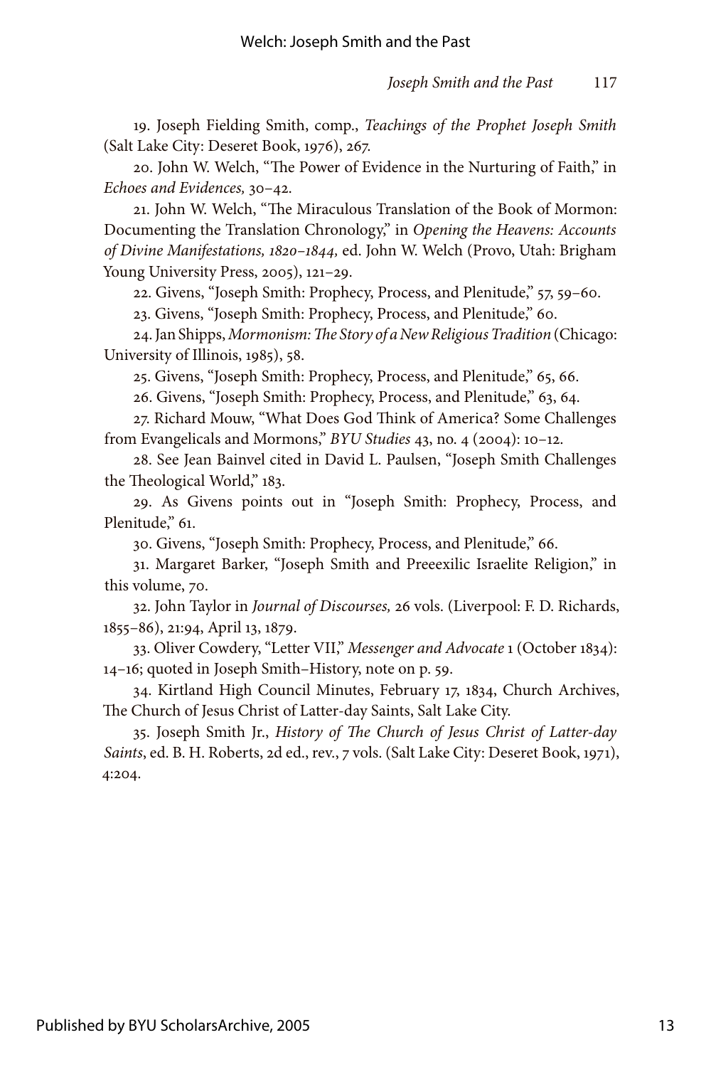19. Joseph Fielding Smith, comp., *Teachings of the Prophet Joseph Smith* (Salt Lake City: Deseret Book, 1976), 267.

20. John W. Welch, "The Power of Evidence in the Nurturing of Faith," in *Echoes and Evidences,* 30–42.

21. John W. Welch, "The Miraculous Translation of the Book of Mormon: Documenting the Translation Chronology," in *Opening the Heavens: Accounts of Divine Manifestations, 1820–1844,* ed. John W. Welch (Provo, Utah: Brigham Young University Press, 2005), 121–29.

22. Givens, "Joseph Smith: Prophecy, Process, and Plenitude," 57, 59–60.

23. Givens, "Joseph Smith: Prophecy, Process, and Plenitude," 60.

24. Jan Shipps, *Mormonism: The Story of a New Religious Tradition* (Chicago: University of Illinois, 1985), 58.

25. Givens, "Joseph Smith: Prophecy, Process, and Plenitude," 65, 66.

26. Givens, "Joseph Smith: Prophecy, Process, and Plenitude," 63, 64.

27. Richard Mouw, "What Does God Think of America? Some Challenges from Evangelicals and Mormons," *BYU Studies* 43, no. 4 (2004): 10–12.

28. See Jean Bainvel cited in David L. Paulsen, "Joseph Smith Challenges the Theological World," 183.

29. As Givens points out in "Joseph Smith: Prophecy, Process, and Plenitude," 61.

30. Givens, "Joseph Smith: Prophecy, Process, and Plenitude," 66.

31. Margaret Barker, "Joseph Smith and Preeexilic Israelite Religion," in this volume, 70.

32. John Taylor in *Journal of Discourses,* 26 vols. (Liverpool: F. D. Richards, 1855–86), 21:94, April 13, 1879.

33. Oliver Cowdery, "Letter VII," *Messenger and Advocate* 1 (October 1834): 14–16; quoted in Joseph Smith–History, note on p. 59.

34. Kirtland High Council Minutes, February 17, 1834, Church Archives, The Church of Jesus Christ of Latter-day Saints, Salt Lake City.

35. Joseph Smith Jr., *History of The Church of Jesus Christ of Latter-day Saints*, ed. B. H. Roberts, 2d ed., rev., 7 vols. (Salt Lake City: Deseret Book, 1971), 4:204.